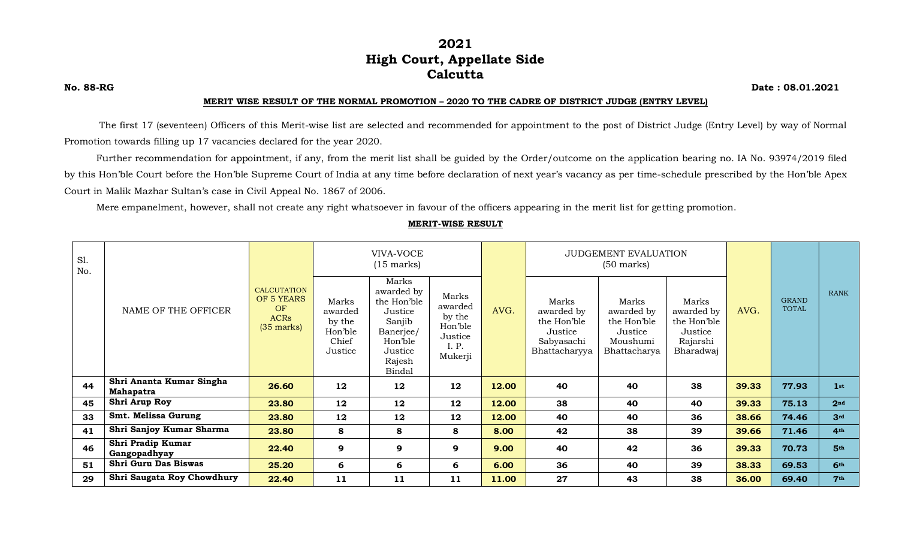# 2021
# High Court, Appellate Side
# Calcutta

**No. 88-RG** **Date : 08.01.2021**

**MERIT WISE RESULT OF THE NORMAL PROMOTION – 2020 TO THE CADRE OF DISTRICT JUDGE (ENTRY LEVEL)**

The first 17 (seventeen) Officers of this Merit-wise list are selected and recommended for appointment to the post of District Judge (Entry Level) by way of Normal Promotion towards filling up 17 vacancies declared for the year 2020.

Further recommendation for appointment, if any, from the merit list shall be guided by the Order/outcome on the application bearing no. IA No. 93974/2019 filed by this Hon'ble Court before the Hon'ble Supreme Court of India at any time before declaration of next year's vacancy as per time-schedule prescribed by the Hon'ble Apex Court in Malik Mazhar Sultan's case in Civil Appeal No. 1867 of 2006.

Mere empanelment, however, shall not create any right whatsoever in favour of the officers appearing in the merit list for getting promotion.

**MERIT-WISE RESULT**

| Sl. No. | NAME OF THE OFFICER | CALCUTATION OF 5 YEARS OF ACRs (35 marks) | VIVA-VOCE (15 marks) | | | AVG. | JUDGEMENT EVALUATION (50 marks) | | | AVG. | GRAND TOTAL | RANK |
|---|---|---|---|---|---|---|---|---|---|---|---|---|
| | | | Marks awarded by the Hon'ble Chief Justice | Marks awarded by the Hon'ble Justice Sanjib Banerjee/ Hon'ble Justice Rajesh Bindal | Marks awarded by the Hon'ble Justice I. P. Mukerji | | Marks awarded by the Hon'ble Justice Sabyasachi Bhattacharyya | Marks awarded by the Hon'ble Justice Moushumi Bhattacharya | Marks awarded by the Hon'ble Justice Rajarshi Bharadwaj | | | |
| **44** | **Shri Ananta Kumar Singha Mahapatra** | **26.60** | **12** | **12** | **12** | **12.00** | **40** | **40** | **38** | **39.33** | **77.93** | **1st** |
| **45** | **Shri Arup Roy** | **23.80** | **12** | **12** | **12** | **12.00** | **38** | **40** | **40** | **39.33** | **75.13** | **2nd** |
| **33** | **Smt. Melissa Gurung** | **23.80** | **12** | **12** | **12** | **12.00** | **40** | **40** | **36** | **38.66** | **74.46** | **3rd** |
| **41** | **Shri Sanjoy Kumar Sharma** | **23.80** | **8** | **8** | **8** | **8.00** | **42** | **38** | **39** | **39.66** | **71.46** | **4th** |
| **46** | **Shri Pradip Kumar Gangopadhyay** | **22.40** | **9** | **9** | **9** | **9.00** | **40** | **42** | **36** | **39.33** | **70.73** | **5th** |
| **51** | **Shri Guru Das Biswas** | **25.20** | **6** | **6** | **6** | **6.00** | **36** | **40** | **39** | **38.33** | **69.53** | **6th** |
| **29** | **Shri Saugata Roy Chowdhury** | **22.40** | **11** | **11** | **11** | **11.00** | **27** | **43** | **38** | **36.00** | **69.40** | **7th** |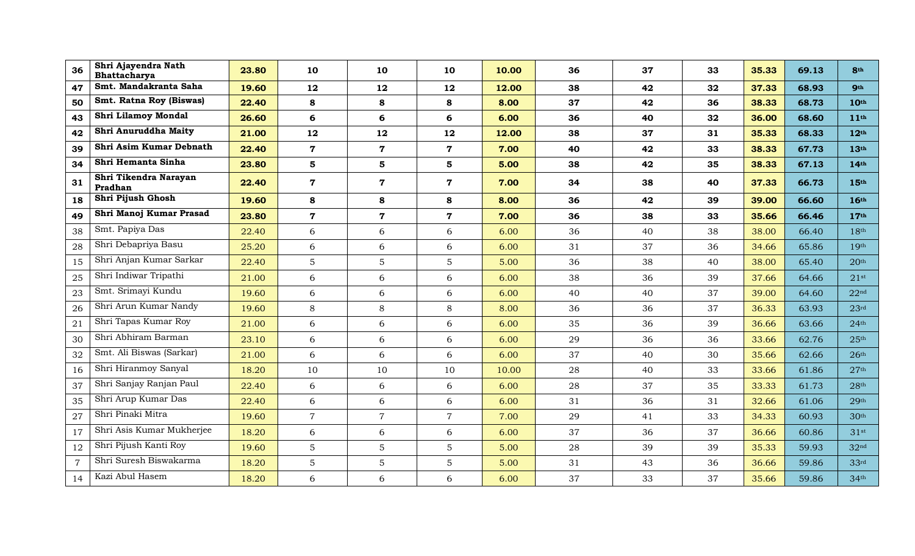| | | | | | | | | | | | | |
|---|---|---|---|---|---|---|---|---|---|---|---|---|
| **36** | **Shri Ajayendra Nath Bhattacharya** | **23.80** | **10** | **10** | **10** | **10.00** | **36** | **37** | **33** | **35.33** | **69.13** | **8th** |
| **47** | **Smt. Mandakranta Saha** | **19.60** | **12** | **12** | **12** | **12.00** | **38** | **42** | **32** | **37.33** | **68.93** | **9th** |
| **50** | **Smt. Ratna Roy (Biswas)** | **22.40** | **8** | **8** | **8** | **8.00** | **37** | **42** | **36** | **38.33** | **68.73** | **10th** |
| **43** | **Shri Lilamoy Mondal** | **26.60** | **6** | **6** | **6** | **6.00** | **36** | **40** | **32** | **36.00** | **68.60** | **11th** |
| **42** | **Shri Anuruddha Maity** | **21.00** | **12** | **12** | **12** | **12.00** | **38** | **37** | **31** | **35.33** | **68.33** | **12th** |
| **39** | **Shri Asim Kumar Debnath** | **22.40** | **7** | **7** | **7** | **7.00** | **40** | **42** | **33** | **38.33** | **67.73** | **13th** |
| **34** | **Shri Hemanta Sinha** | **23.80** | **5** | **5** | **5** | **5.00** | **38** | **42** | **35** | **38.33** | **67.13** | **14th** |
| **31** | **Shri Tikendra Narayan Pradhan** | **22.40** | **7** | **7** | **7** | **7.00** | **34** | **38** | **40** | **37.33** | **66.73** | **15th** |
| **18** | **Shri Pijush Ghosh** | **19.60** | **8** | **8** | **8** | **8.00** | **36** | **42** | **39** | **39.00** | **66.60** | **16th** |
| **49** | **Shri Manoj Kumar Prasad** | **23.80** | **7** | **7** | **7** | **7.00** | **36** | **38** | **33** | **35.66** | **66.46** | **17th** |
| 38 | Smt. Papiya Das | 22.40 | 6 | 6 | 6 | 6.00 | 36 | 40 | 38 | 38.00 | 66.40 | 18th |
| 28 | Shri Debapriya Basu | 25.20 | 6 | 6 | 6 | 6.00 | 31 | 37 | 36 | 34.66 | 65.86 | 19th |
| 15 | Shri Anjan Kumar Sarkar | 22.40 | 5 | 5 | 5 | 5.00 | 36 | 38 | 40 | 38.00 | 65.40 | 20th |
| 25 | Shri Indiwar Tripathi | 21.00 | 6 | 6 | 6 | 6.00 | 38 | 36 | 39 | 37.66 | 64.66 | 21st |
| 23 | Smt. Srimayi Kundu | 19.60 | 6 | 6 | 6 | 6.00 | 40 | 40 | 37 | 39.00 | 64.60 | 22nd |
| 26 | Shri Arun Kumar Nandy | 19.60 | 8 | 8 | 8 | 8.00 | 36 | 36 | 37 | 36.33 | 63.93 | 23rd |
| 21 | Shri Tapas Kumar Roy | 21.00 | 6 | 6 | 6 | 6.00 | 35 | 36 | 39 | 36.66 | 63.66 | 24th |
| 30 | Shri Abhiram Barman | 23.10 | 6 | 6 | 6 | 6.00 | 29 | 36 | 36 | 33.66 | 62.76 | 25th |
| 32 | Smt. Ali Biswas (Sarkar) | 21.00 | 6 | 6 | 6 | 6.00 | 37 | 40 | 30 | 35.66 | 62.66 | 26th |
| 16 | Shri Hiranmoy Sanyal | 18.20 | 10 | 10 | 10 | 10.00 | 28 | 40 | 33 | 33.66 | 61.86 | 27th |
| 37 | Shri Sanjay Ranjan Paul | 22.40 | 6 | 6 | 6 | 6.00 | 28 | 37 | 35 | 33.33 | 61.73 | 28th |
| 35 | Shri Arup Kumar Das | 22.40 | 6 | 6 | 6 | 6.00 | 31 | 36 | 31 | 32.66 | 61.06 | 29th |
| 27 | Shri Pinaki Mitra | 19.60 | 7 | 7 | 7 | 7.00 | 29 | 41 | 33 | 34.33 | 60.93 | 30th |
| 17 | Shri Asis Kumar Mukherjee | 18.20 | 6 | 6 | 6 | 6.00 | 37 | 36 | 37 | 36.66 | 60.86 | 31st |
| 12 | Shri Pijush Kanti Roy | 19.60 | 5 | 5 | 5 | 5.00 | 28 | 39 | 39 | 35.33 | 59.93 | 32nd |
| 7 | Shri Suresh Biswakarma | 18.20 | 5 | 5 | 5 | 5.00 | 31 | 43 | 36 | 36.66 | 59.86 | 33rd |
| 14 | Kazi Abul Hasem | 18.20 | 6 | 6 | 6 | 6.00 | 37 | 33 | 37 | 35.66 | 59.86 | 34th |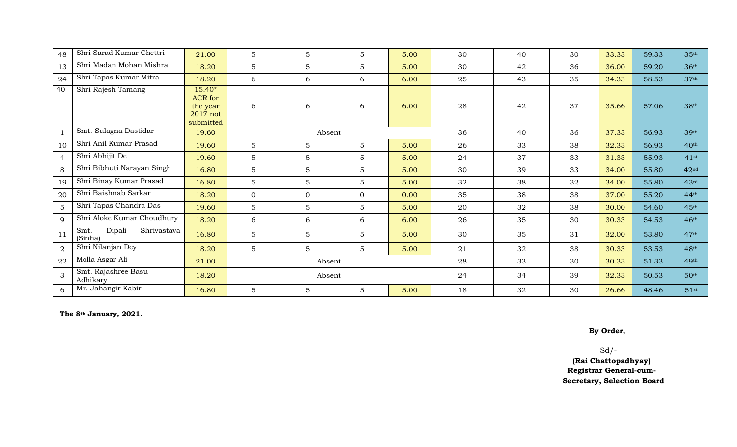| | | | | | | | | | | | | |
|---|---|---|---|---|---|---|---|---|---|---|---|---|
| 48 | Shri Sarad Kumar Chettri | 21.00 | 5 | 5 | 5 | 5.00 | 30 | 40 | 30 | 33.33 | 59.33 | 35th |
| 13 | Shri Madan Mohan Mishra | 18.20 | 5 | 5 | 5 | 5.00 | 30 | 42 | 36 | 36.00 | 59.20 | 36th |
| 24 | Shri Tapas Kumar Mitra | 18.20 | 6 | 6 | 6 | 6.00 | 25 | 43 | 35 | 34.33 | 58.53 | 37th |
| 40 | Shri Rajesh Tamang | 15.40* ACR for the year 2017 not submitted | 6 | 6 | 6 | 6.00 | 28 | 42 | 37 | 35.66 | 57.06 | 38th |
| 1 | Smt. Sulagna Dastidar | 19.60 | Absent | | | | 36 | 40 | 36 | 37.33 | 56.93 | 39th |
| 10 | Shri Anil Kumar Prasad | 19.60 | 5 | 5 | 5 | 5.00 | 26 | 33 | 38 | 32.33 | 56.93 | 40th |
| 4 | Shri Abhijit De | 19.60 | 5 | 5 | 5 | 5.00 | 24 | 37 | 33 | 31.33 | 55.93 | 41st |
| 8 | Shri Bibhuti Narayan Singh | 16.80 | 5 | 5 | 5 | 5.00 | 30 | 39 | 33 | 34.00 | 55.80 | 42nd |
| 19 | Shri Binay Kumar Prasad | 16.80 | 5 | 5 | 5 | 5.00 | 32 | 38 | 32 | 34.00 | 55.80 | 43rd |
| 20 | Shri Baishnab Sarkar | 18.20 | 0 | 0 | 0 | 0.00 | 35 | 38 | 38 | 37.00 | 55.20 | 44th |
| 5 | Shri Tapas Chandra Das | 19.60 | 5 | 5 | 5 | 5.00 | 20 | 32 | 38 | 30.00 | 54.60 | 45th |
| 9 | Shri Aloke Kumar Choudhury | 18.20 | 6 | 6 | 6 | 6.00 | 26 | 35 | 30 | 30.33 | 54.53 | 46th |
| 11 | Smt. Dipali Shrivastava (Sinha) | 16.80 | 5 | 5 | 5 | 5.00 | 30 | 35 | 31 | 32.00 | 53.80 | 47th |
| 2 | Shri Nilanjan Dey | 18.20 | 5 | 5 | 5 | 5.00 | 21 | 32 | 38 | 30.33 | 53.53 | 48th |
| 22 | Molla Asgar Ali | 21.00 | Absent | | | | 28 | 33 | 30 | 30.33 | 51.33 | 49th |
| 3 | Smt. Rajashree Basu Adhikary | 18.20 | Absent | | | | 24 | 34 | 39 | 32.33 | 50.53 | 50th |
| 6 | Mr. Jahangir Kabir | 16.80 | 5 | 5 | 5 | 5.00 | 18 | 32 | 30 | 26.66 | 48.46 | 51st |

**The 8th January, 2021.**

**By Order,**

Sd/-

**(Rai Chattopadhyay)**
**Registrar General-cum-**
**Secretary, Selection Board**